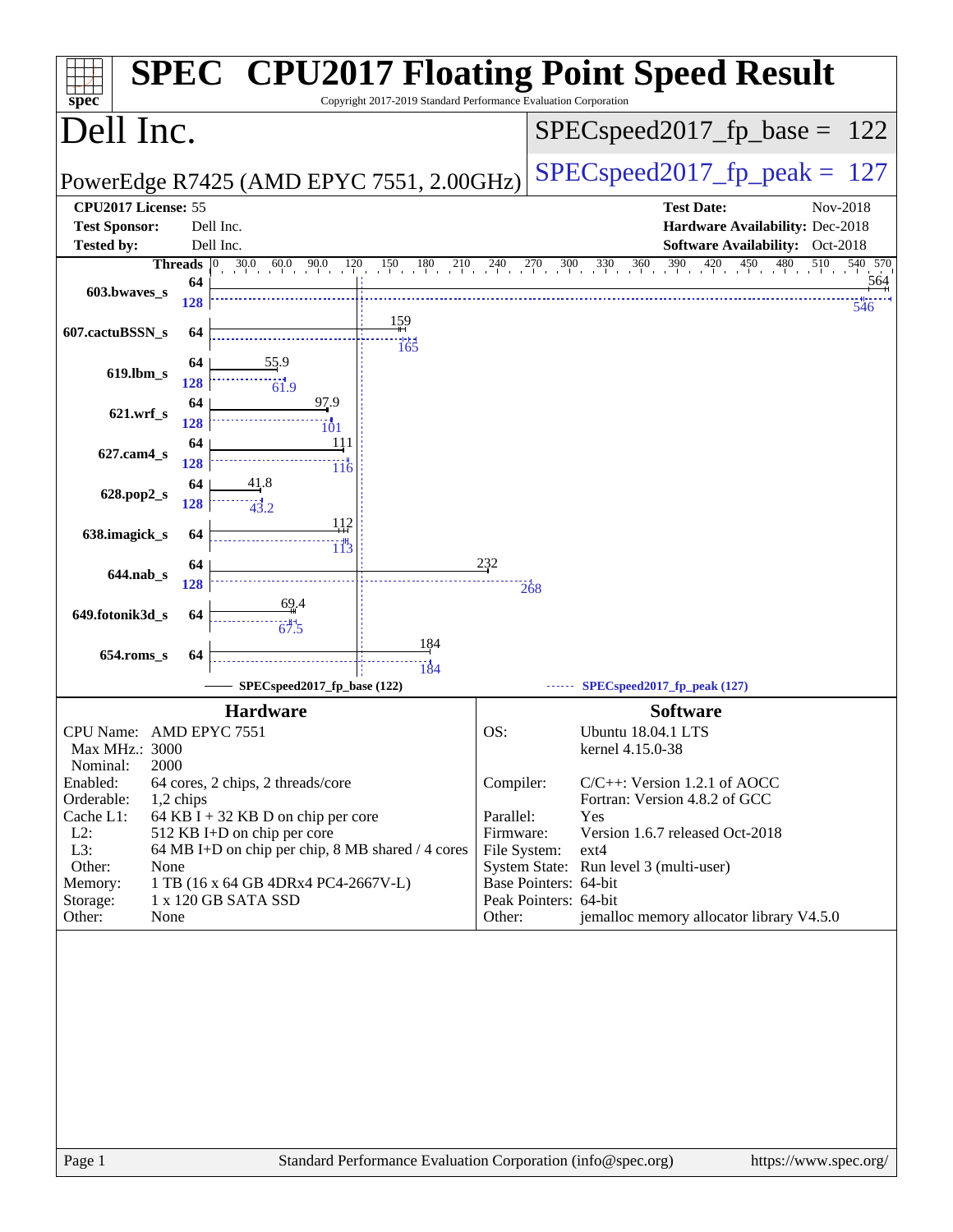# SPEC CPU2017 Floating Point Speed Result

Copyright 2017-2019 Standard Performance Evaluation Corporation

## Dell Inc.

PowerEdge R7425 (AMD EPYC 7551, 2.00GHz)

SPECspeed2017_fp_base = 122

SPECspeed2017_fp_peak = 127

| | | | |
|---|---|---|---|
| **CPU2017 License:** | 55 | **Test Date:** | Nov-2018 |
| **Test Sponsor:** | Dell Inc. | **Hardware Availability:** | Dec-2018 |
| **Tested by:** | Dell Inc. | **Software Availability:** | Oct-2018 |

| Benchmark | Threads (base) | Base | Threads (peak) | Peak |
|---|---|---|---|---|
| 603.bwaves_s | 64 | 564 | 128 | 546 |
| 607.cactuBSSN_s | 64 | 159 | 64 | 165 |
| 619.lbm_s | 64 | 55.9 | 128 | 61.9 |
| 621.wrf_s | 64 | 97.9 | 128 | 101 |
| 627.cam4_s | 64 | 111 | 128 | 116 |
| 628.pop2_s | 64 | 41.8 | 128 | 43.2 |
| 638.imagick_s | 64 | 112 | 64 | 113 |
| 644.nab_s | 64 | 232 | 128 | 268 |
| 649.fotonik3d_s | 64 | 69.4 | 64 | 67.5 |
| 654.roms_s | 64 | 184 | 64 | 184 |

SPECspeed2017_fp_base (122) — SPECspeed2017_fp_peak (127)

### Hardware

| | |
|---|---|
| CPU Name: | AMD EPYC 7551 |
| Max MHz.: | 3000 |
| Nominal: | 2000 |
| Enabled: | 64 cores, 2 chips, 2 threads/core |
| Orderable: | 1,2 chips |
| Cache L1: | 64 KB I + 32 KB D on chip per core |
| L2: | 512 KB I+D on chip per core |
| L3: | 64 MB I+D on chip per chip, 8 MB shared / 4 cores |
| Other: | None |
| Memory: | 1 TB (16 x 64 GB 4DRx4 PC4-2667V-L) |
| Storage: | 1 x 120 GB SATA SSD |
| Other: | None |

### Software

| | |
|---|---|
| OS: | Ubuntu 18.04.1 LTS<br>kernel 4.15.0-38 |
| Compiler: | C/C++: Version 1.2.1 of AOCC<br>Fortran: Version 4.8.2 of GCC |
| Parallel: | Yes |
| Firmware: | Version 1.6.7 released Oct-2018 |
| File System: | ext4 |
| System State: | Run level 3 (multi-user) |
| Base Pointers: | 64-bit |
| Peak Pointers: | 64-bit |
| Other: | jemalloc memory allocator library V4.5.0 |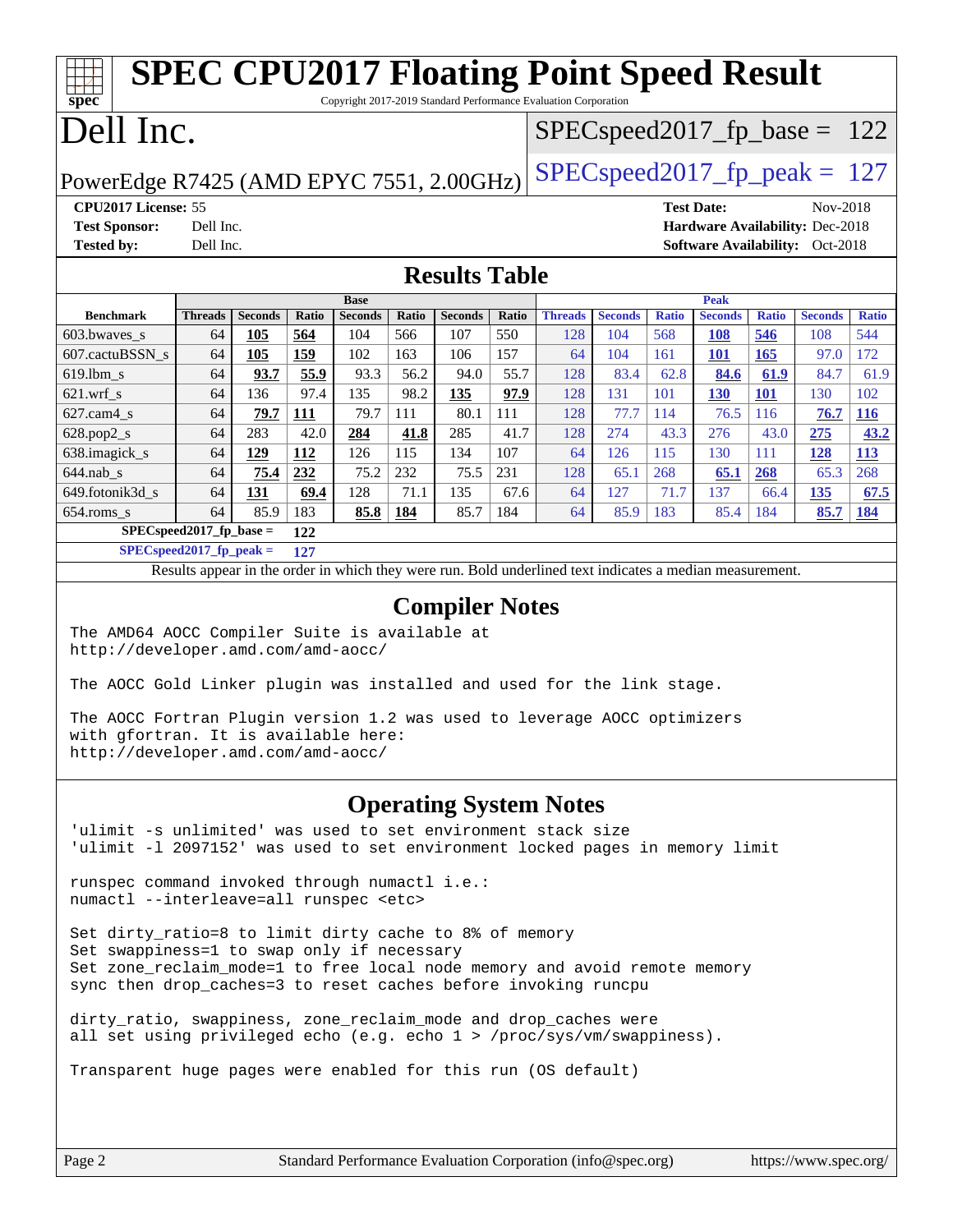# SPEC CPU2017 Floating Point Speed Result

Copyright 2017-2019 Standard Performance Evaluation Corporation

# Dell Inc.

PowerEdge R7425 (AMD EPYC 7551, 2.00GHz)

SPECspeed2017_fp_base = 122

SPECspeed2017_fp_peak = 127

**CPU2017 License:** 55
**Test Sponsor:** Dell Inc.
**Tested by:** Dell Inc.

**Test Date:** Nov-2018
**Hardware Availability:** Dec-2018
**Software Availability:** Oct-2018

## Results Table

| Benchmark | Base | | | | | | | Peak | | | | | | |
|---|---|---|---|---|---|---|---|---|---|---|---|---|---|---|
| | Threads | Seconds | Ratio | Seconds | Ratio | Seconds | Ratio | Threads | Seconds | Ratio | Seconds | Ratio | Seconds | Ratio |
| 603.bwaves_s | 64 | **105** | **564** | 104 | 566 | 107 | 550 | 128 | 104 | 568 | **108** | **546** | 108 | 544 |
| 607.cactuBSSN_s | 64 | **105** | **159** | 102 | 163 | 106 | 157 | 64 | 104 | 161 | **101** | **165** | 97.0 | 172 |
| 619.lbm_s | 64 | **93.7** | **55.9** | 93.3 | 56.2 | 94.0 | 55.7 | 128 | 83.4 | 62.8 | **84.6** | **61.9** | 84.7 | 61.9 |
| 621.wrf_s | 64 | 136 | 97.4 | 135 | 98.2 | **135** | **97.9** | 128 | 131 | 101 | **130** | **101** | 130 | 102 |
| 627.cam4_s | 64 | **79.7** | **111** | 79.7 | 111 | 80.1 | 111 | 128 | 77.7 | 114 | 76.5 | 116 | **76.7** | **116** |
| 628.pop2_s | 64 | 283 | 42.0 | **284** | **41.8** | 285 | 41.7 | 128 | 274 | 43.3 | 276 | 43.0 | **275** | **43.2** |
| 638.imagick_s | 64 | **129** | **112** | 126 | 115 | 134 | 107 | 64 | 126 | 115 | 130 | 111 | **128** | **113** |
| 644.nab_s | 64 | **75.4** | **232** | 75.2 | 232 | 75.5 | 231 | 128 | 65.1 | 268 | **65.1** | **268** | 65.3 | 268 |
| 649.fotonik3d_s | 64 | **131** | **69.4** | 128 | 71.1 | 135 | 67.6 | 64 | 127 | 71.7 | 137 | 66.4 | **135** | **67.5** |
| 654.roms_s | 64 | 85.9 | 183 | **85.8** | **184** | 85.7 | 184 | 64 | 85.9 | 183 | 85.4 | 184 | **85.7** | **184** |

**SPECspeed2017_fp_base =** **122**

**SPECspeed2017_fp_peak =** **127**

Results appear in the order in which they were run. Bold underlined text indicates a median measurement.

## Compiler Notes

```
The AMD64 AOCC Compiler Suite is available at
http://developer.amd.com/amd-aocc/

The AOCC Gold Linker plugin was installed and used for the link stage.

The AOCC Fortran Plugin version 1.2 was used to leverage AOCC optimizers
with gfortran. It is available here:
http://developer.amd.com/amd-aocc/
```

## Operating System Notes

```
'ulimit -s unlimited' was used to set environment stack size
'ulimit -l 2097152' was used to set environment locked pages in memory limit

runspec command invoked through numactl i.e.:
numactl --interleave=all runspec <etc>

Set dirty_ratio=8 to limit dirty cache to 8% of memory
Set swappiness=1 to swap only if necessary
Set zone_reclaim_mode=1 to free local node memory and avoid remote memory
sync then drop_caches=3 to reset caches before invoking runcpu

dirty_ratio, swappiness, zone_reclaim_mode and drop_caches were
all set using privileged echo (e.g. echo 1 > /proc/sys/vm/swappiness).

Transparent huge pages were enabled for this run (OS default)
```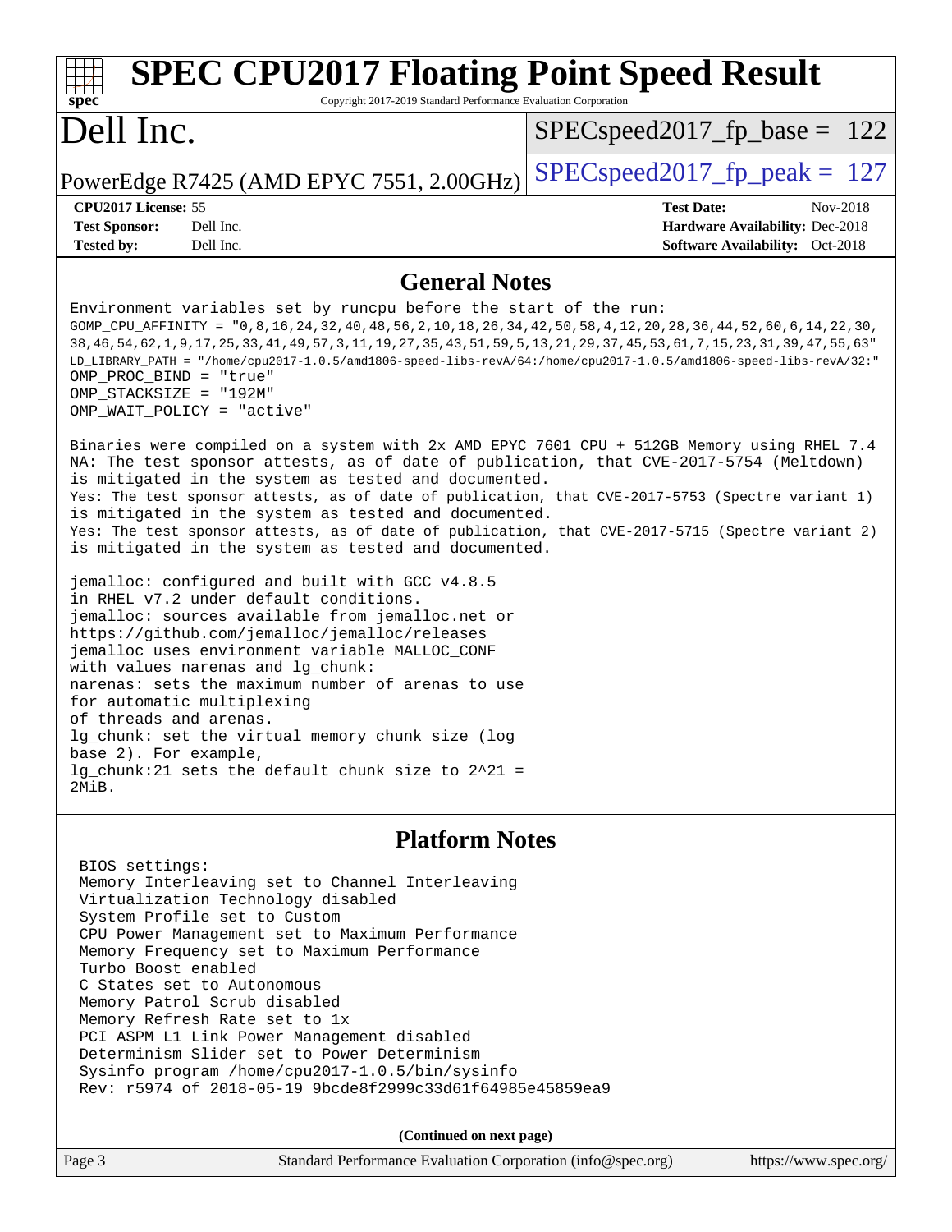# SPEC CPU2017 Floating Point Speed Result

Copyright 2017-2019 Standard Performance Evaluation Corporation

# Dell Inc.

PowerEdge R7425 (AMD EPYC 7551, 2.00GHz)

SPECspeed2017_fp_base = 122

SPECspeed2017_fp_peak = 127

**CPU2017 License:** 55
**Test Sponsor:** Dell Inc.
**Tested by:** Dell Inc.
**Test Date:** Nov-2018
**Hardware Availability:** Dec-2018
**Software Availability:** Oct-2018

## General Notes

```
Environment variables set by runcpu before the start of the run:
GOMP_CPU_AFFINITY = "0,8,16,24,32,40,48,56,2,10,18,26,34,42,50,58,4,12,20,28,36,44,52,60,6,14,22,30,
38,46,54,62,1,9,17,25,33,41,49,57,3,11,19,27,35,43,51,59,5,13,21,29,37,45,53,61,7,15,23,31,39,47,55,63"
LD_LIBRARY_PATH = "/home/cpu2017-1.0.5/amd1806-speed-libs-revA/64:/home/cpu2017-1.0.5/amd1806-speed-libs-revA/32:"
OMP_PROC_BIND = "true"
OMP_STACKSIZE = "192M"
OMP_WAIT_POLICY = "active"

Binaries were compiled on a system with 2x AMD EPYC 7601 CPU + 512GB Memory using RHEL 7.4
NA: The test sponsor attests, as of date of publication, that CVE-2017-5754 (Meltdown)
is mitigated in the system as tested and documented.
Yes: The test sponsor attests, as of date of publication, that CVE-2017-5753 (Spectre variant 1)
is mitigated in the system as tested and documented.
Yes: The test sponsor attests, as of date of publication, that CVE-2017-5715 (Spectre variant 2)
is mitigated in the system as tested and documented.

jemalloc: configured and built with GCC v4.8.5
in RHEL v7.2 under default conditions.
jemalloc: sources available from jemalloc.net or
https://github.com/jemalloc/jemalloc/releases
jemalloc uses environment variable MALLOC_CONF
with values narenas and lg_chunk:
narenas: sets the maximum number of arenas to use
for automatic multiplexing
of threads and arenas.
lg_chunk: set the virtual memory chunk size (log
base 2). For example,
lg_chunk:21 sets the default chunk size to 2^21 =
2MiB.
```

## Platform Notes

```
BIOS settings:
Memory Interleaving set to Channel Interleaving
Virtualization Technology disabled
System Profile set to Custom
CPU Power Management set to Maximum Performance
Memory Frequency set to Maximum Performance
Turbo Boost enabled
C States set to Autonomous
Memory Patrol Scrub disabled
Memory Refresh Rate set to 1x
PCI ASPM L1 Link Power Management disabled
Determinism Slider set to Power Determinism
Sysinfo program /home/cpu2017-1.0.5/bin/sysinfo
Rev: r5974 of 2018-05-19 9bcde8f2999c33d61f64985e45859ea9
```

**(Continued on next page)**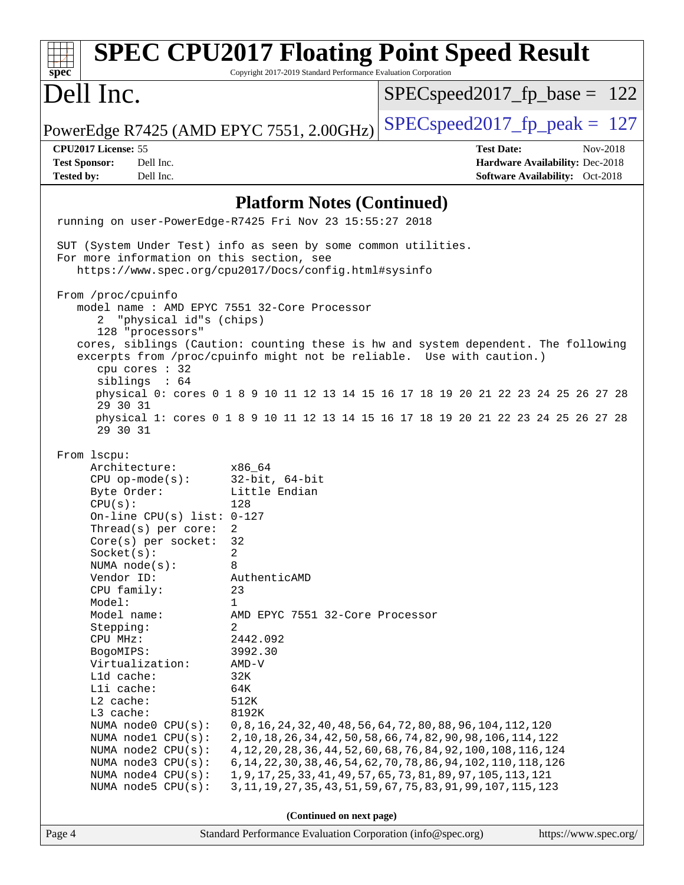# SPEC CPU2017 Floating Point Speed Result

Copyright 2017-2019 Standard Performance Evaluation Corporation

## Dell Inc.

PowerEdge R7425 (AMD EPYC 7551, 2.00GHz)

SPECspeed2017_fp_base = 122

SPECspeed2017_fp_peak = 127

**CPU2017 License:** 55
**Test Sponsor:** Dell Inc.
**Tested by:** Dell Inc.

**Test Date:** Nov-2018
**Hardware Availability:** Dec-2018
**Software Availability:** Oct-2018

### Platform Notes (Continued)

```
running on user-PowerEdge-R7425 Fri Nov 23 15:55:27 2018

SUT (System Under Test) info as seen by some common utilities.
For more information on this section, see
   https://www.spec.org/cpu2017/Docs/config.html#sysinfo

From /proc/cpuinfo
   model name : AMD EPYC 7551 32-Core Processor
      2  "physical id"s (chips)
      128 "processors"
   cores, siblings (Caution: counting these is hw and system dependent. The following
   excerpts from /proc/cpuinfo might not be reliable.  Use with caution.)
      cpu cores : 32
      siblings  : 64
      physical 0: cores 0 1 8 9 10 11 12 13 14 15 16 17 18 19 20 21 22 23 24 25 26 27 28
      29 30 31
      physical 1: cores 0 1 8 9 10 11 12 13 14 15 16 17 18 19 20 21 22 23 24 25 26 27 28
      29 30 31

From lscpu:
     Architecture:          x86_64
     CPU op-mode(s):        32-bit, 64-bit
     Byte Order:            Little Endian
     CPU(s):                128
     On-line CPU(s) list:   0-127
     Thread(s) per core:    2
     Core(s) per socket:    32
     Socket(s):             2
     NUMA node(s):          8
     Vendor ID:             AuthenticAMD
     CPU family:            23
     Model:                 1
     Model name:            AMD EPYC 7551 32-Core Processor
     Stepping:              2
     CPU MHz:               2442.092
     BogoMIPS:              3992.30
     Virtualization:        AMD-V
     L1d cache:             32K
     L1i cache:             64K
     L2 cache:              512K
     L3 cache:              8192K
     NUMA node0 CPU(s):     0,8,16,24,32,40,48,56,64,72,80,88,96,104,112,120
     NUMA node1 CPU(s):     2,10,18,26,34,42,50,58,66,74,82,90,98,106,114,122
     NUMA node2 CPU(s):     4,12,20,28,36,44,52,60,68,76,84,92,100,108,116,124
     NUMA node3 CPU(s):     6,14,22,30,38,46,54,62,70,78,86,94,102,110,118,126
     NUMA node4 CPU(s):     1,9,17,25,33,41,49,57,65,73,81,89,97,105,113,121
     NUMA node5 CPU(s):     3,11,19,27,35,43,51,59,67,75,83,91,99,107,115,123
```

(Continued on next page)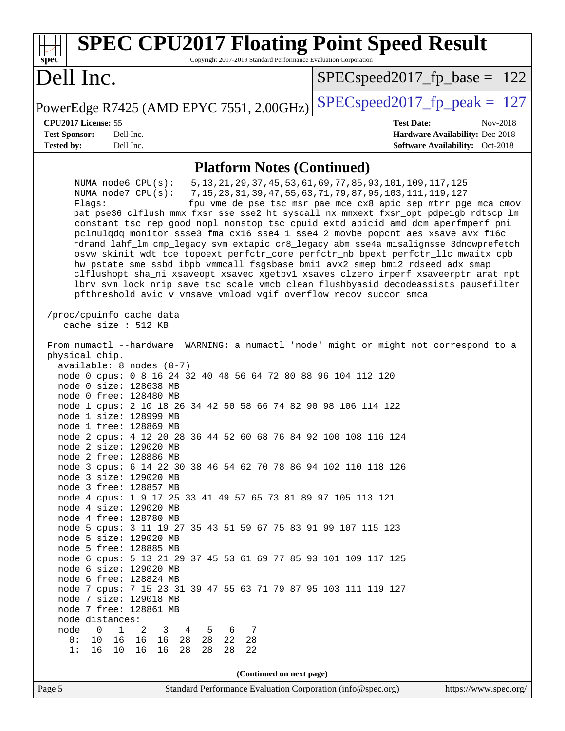# SPEC CPU2017 Floating Point Speed Result

Copyright 2017-2019 Standard Performance Evaluation Corporation

## Dell Inc.

PowerEdge R7425 (AMD EPYC 7551, 2.00GHz)

SPECspeed2017_fp_base = 122

SPECspeed2017_fp_peak = 127

**CPU2017 License:** 55
**Test Sponsor:** Dell Inc.
**Tested by:** Dell Inc.

**Test Date:** Nov-2018
**Hardware Availability:** Dec-2018
**Software Availability:** Oct-2018

### Platform Notes (Continued)

```
     NUMA node6 CPU(s):    5,13,21,29,37,45,53,61,69,77,85,93,101,109,117,125
     NUMA node7 CPU(s):    7,15,23,31,39,47,55,63,71,79,87,95,103,111,119,127
     Flags:                fpu vme de pse tsc msr pae mce cx8 apic sep mtrr pge mca cmov
     pat pse36 clflush mmx fxsr sse sse2 ht syscall nx mmxext fxsr_opt pdpe1gb rdtscp lm
     constant_tsc rep_good nopl nonstop_tsc cpuid extd_apicid amd_dcm aperfmperf pni
     pclmulqdq monitor ssse3 fma cx16 sse4_1 sse4_2 movbe popcnt aes xsave avx f16c
     rdrand lahf_lm cmp_legacy svm extapic cr8_legacy abm sse4a misalignsse 3dnowprefetch
     osvw skinit wdt tce topoext perfctr_core perfctr_nb bpext perfctr_llc mwaitx cpb
     hw_pstate sme ssbd ibpb vmmcall fsgsbase bmi1 avx2 smep bmi2 rdseed adx smap
     clflushopt sha_ni xsaveopt xsavec xgetbv1 xsaves clzero irperf xsaveerptr arat npt
     lbrv svm_lock nrip_save tsc_scale vmcb_clean flushbyasid decodeassists pausefilter
     pfthreshold avic v_vmsave_vmload vgif overflow_recov succor smca

 /proc/cpuinfo cache data
    cache size : 512 KB

 From numactl --hardware  WARNING: a numactl 'node' might or might not correspond to a
 physical chip.
   available: 8 nodes (0-7)
   node 0 cpus: 0 8 16 24 32 40 48 56 64 72 80 88 96 104 112 120
   node 0 size: 128638 MB
   node 0 free: 128480 MB
   node 1 cpus: 2 10 18 26 34 42 50 58 66 74 82 90 98 106 114 122
   node 1 size: 128999 MB
   node 1 free: 128869 MB
   node 2 cpus: 4 12 20 28 36 44 52 60 68 76 84 92 100 108 116 124
   node 2 size: 129020 MB
   node 2 free: 128886 MB
   node 3 cpus: 6 14 22 30 38 46 54 62 70 78 86 94 102 110 118 126
   node 3 size: 129020 MB
   node 3 free: 128857 MB
   node 4 cpus: 1 9 17 25 33 41 49 57 65 73 81 89 97 105 113 121
   node 4 size: 129020 MB
   node 4 free: 128780 MB
   node 5 cpus: 3 11 19 27 35 43 51 59 67 75 83 91 99 107 115 123
   node 5 size: 129020 MB
   node 5 free: 128885 MB
   node 6 cpus: 5 13 21 29 37 45 53 61 69 77 85 93 101 109 117 125
   node 6 size: 129020 MB
   node 6 free: 128824 MB
   node 7 cpus: 7 15 23 31 39 47 55 63 71 79 87 95 103 111 119 127
   node 7 size: 129018 MB
   node 7 free: 128861 MB
   node distances:
   node   0   1   2   3   4   5   6   7
     0:  10  16  16  16  28  28  22  28
     1:  16  10  16  16  28  28  28  22
```

(Continued on next page)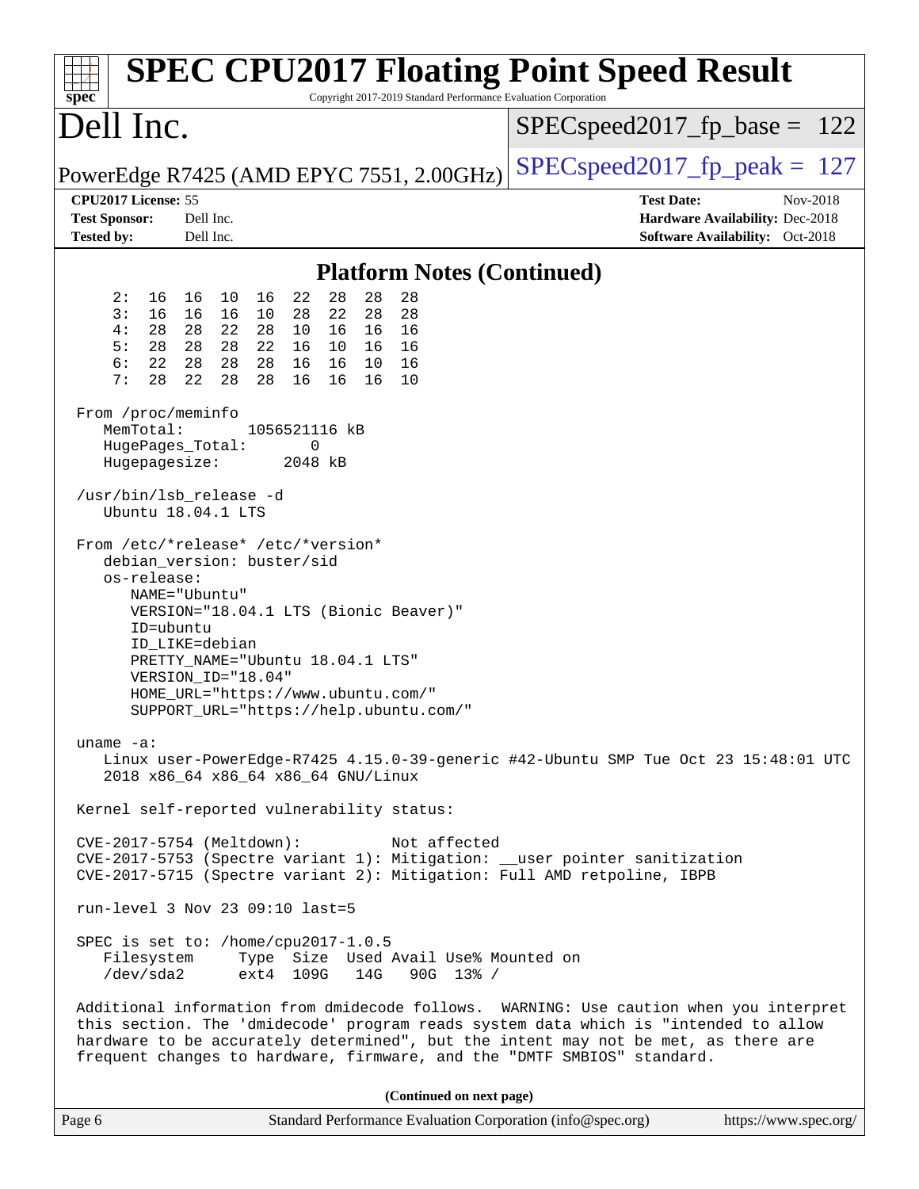## Platform Notes (Continued)

```
     2:  16  16  10  16  22  28  28  28
     3:  16  16  16  10  28  22  28  28
     4:  28  28  22  28  10  16  16  16
     5:  28  28  28  22  16  10  16  16
     6:  22  28  28  28  16  16  10  16
     7:  28  22  28  28  16  16  16  10

 From /proc/meminfo
    MemTotal:       1056521116 kB
    HugePages_Total:       0
    Hugepagesize:       2048 kB

 /usr/bin/lsb_release -d
    Ubuntu 18.04.1 LTS

 From /etc/*release* /etc/*version*
    debian_version: buster/sid
    os-release:
       NAME="Ubuntu"
       VERSION="18.04.1 LTS (Bionic Beaver)"
       ID=ubuntu
       ID_LIKE=debian
       PRETTY_NAME="Ubuntu 18.04.1 LTS"
       VERSION_ID="18.04"
       HOME_URL="https://www.ubuntu.com/"
       SUPPORT_URL="https://help.ubuntu.com/"

 uname -a:
    Linux user-PowerEdge-R7425 4.15.0-39-generic #42-Ubuntu SMP Tue Oct 23 15:48:01 UTC
    2018 x86_64 x86_64 x86_64 GNU/Linux

 Kernel self-reported vulnerability status:

 CVE-2017-5754 (Meltdown):          Not affected
 CVE-2017-5753 (Spectre variant 1): Mitigation: __user pointer sanitization
 CVE-2017-5715 (Spectre variant 2): Mitigation: Full AMD retpoline, IBPB

 run-level 3 Nov 23 09:10 last=5

 SPEC is set to: /home/cpu2017-1.0.5
    Filesystem     Type  Size  Used Avail Use% Mounted on
    /dev/sda2      ext4  109G   14G   90G  13% /

 Additional information from dmidecode follows.  WARNING: Use caution when you interpret
 this section. The 'dmidecode' program reads system data which is "intended to allow
 hardware to be accurately determined", but the intent may not be met, as there are
 frequent changes to hardware, firmware, and the "DMTF SMBIOS" standard.
```

(Continued on next page)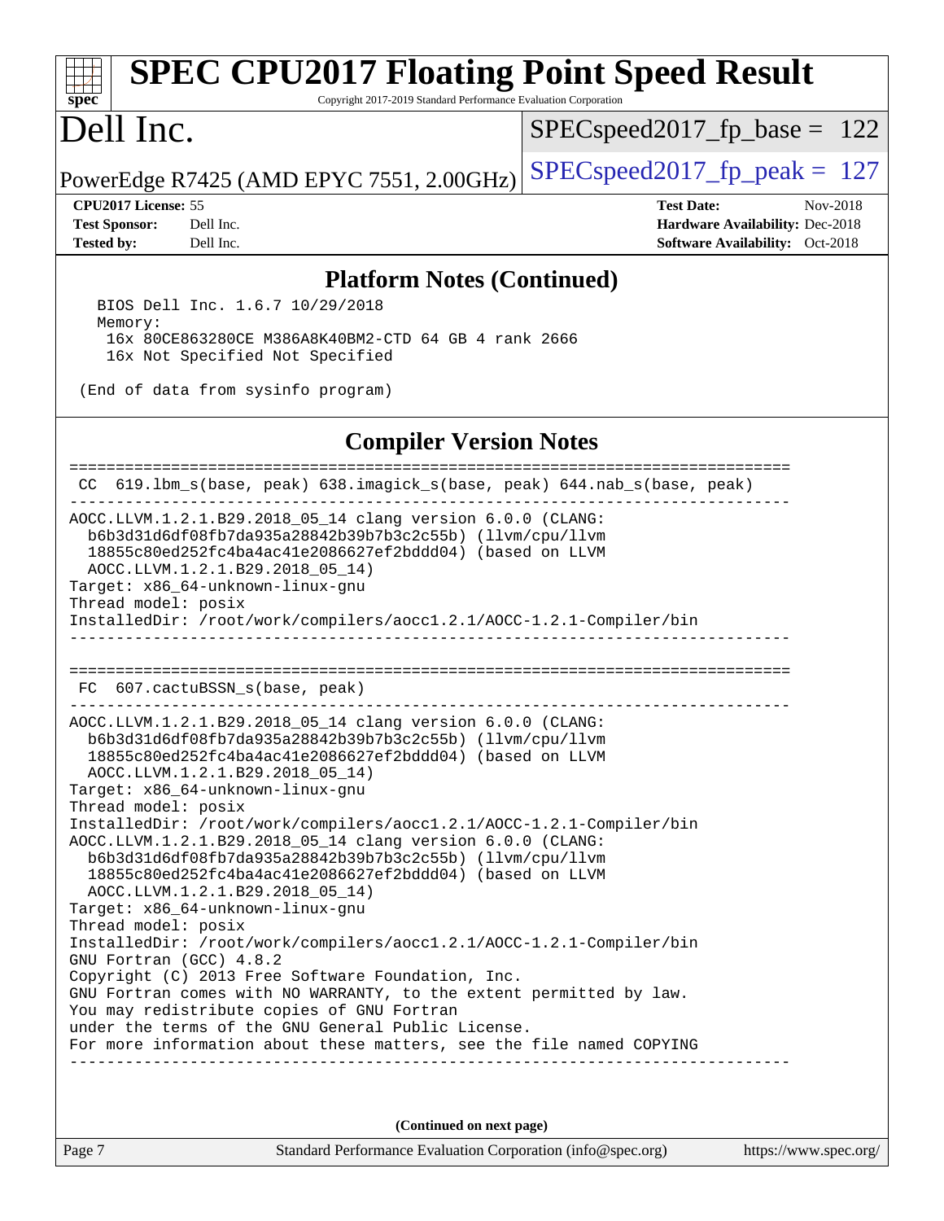## Platform Notes (Continued)

```
   BIOS Dell Inc. 1.6.7 10/29/2018
   Memory:
    16x 80CE863280CE M386A8K40BM2-CTD 64 GB 4 rank 2666
    16x Not Specified Not Specified

 (End of data from sysinfo program)
```

## Compiler Version Notes

```
==============================================================================
 CC  619.lbm_s(base, peak) 638.imagick_s(base, peak) 644.nab_s(base, peak)
------------------------------------------------------------------------------
AOCC.LLVM.1.2.1.B29.2018_05_14 clang version 6.0.0 (CLANG:
  b6b3d31d6df08fb7da935a28842b39b7b3c2c55b) (llvm/cpu/llvm
  18855c80ed252fc4ba4ac41e2086627ef2bddd04) (based on LLVM
  AOCC.LLVM.1.2.1.B29.2018_05_14)
Target: x86_64-unknown-linux-gnu
Thread model: posix
InstalledDir: /root/work/compilers/aocc1.2.1/AOCC-1.2.1-Compiler/bin
------------------------------------------------------------------------------

==============================================================================
 FC  607.cactuBSSN_s(base, peak)
------------------------------------------------------------------------------
AOCC.LLVM.1.2.1.B29.2018_05_14 clang version 6.0.0 (CLANG:
  b6b3d31d6df08fb7da935a28842b39b7b3c2c55b) (llvm/cpu/llvm
  18855c80ed252fc4ba4ac41e2086627ef2bddd04) (based on LLVM
  AOCC.LLVM.1.2.1.B29.2018_05_14)
Target: x86_64-unknown-linux-gnu
Thread model: posix
InstalledDir: /root/work/compilers/aocc1.2.1/AOCC-1.2.1-Compiler/bin
AOCC.LLVM.1.2.1.B29.2018_05_14 clang version 6.0.0 (CLANG:
  b6b3d31d6df08fb7da935a28842b39b7b3c2c55b) (llvm/cpu/llvm
  18855c80ed252fc4ba4ac41e2086627ef2bddd04) (based on LLVM
  AOCC.LLVM.1.2.1.B29.2018_05_14)
Target: x86_64-unknown-linux-gnu
Thread model: posix
InstalledDir: /root/work/compilers/aocc1.2.1/AOCC-1.2.1-Compiler/bin
GNU Fortran (GCC) 4.8.2
Copyright (C) 2013 Free Software Foundation, Inc.
GNU Fortran comes with NO WARRANTY, to the extent permitted by law.
You may redistribute copies of GNU Fortran
under the terms of the GNU General Public License.
For more information about these matters, see the file named COPYING
------------------------------------------------------------------------------
```

**(Continued on next page)**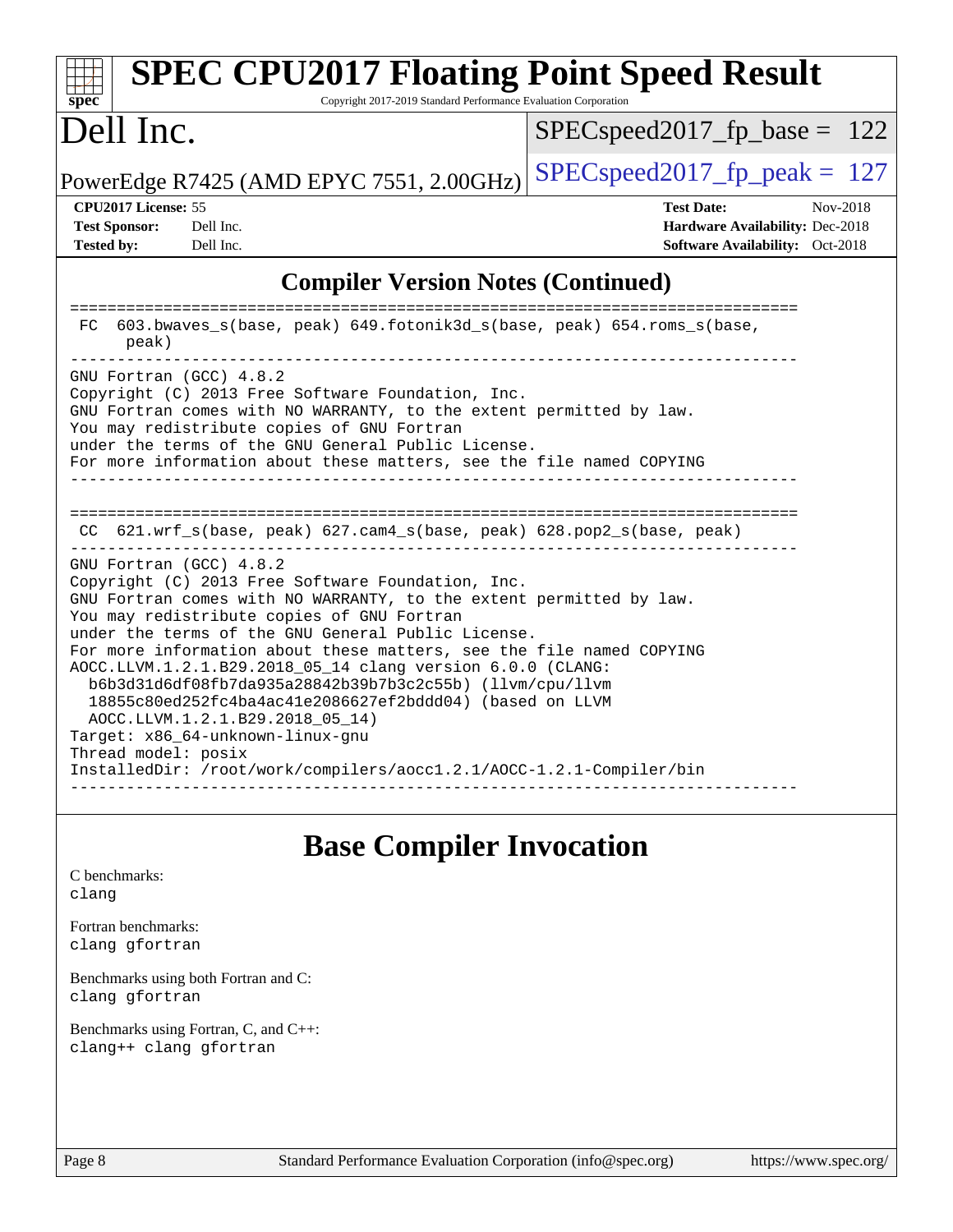# SPEC CPU2017 Floating Point Speed Result

Copyright 2017-2019 Standard Performance Evaluation Corporation

# Dell Inc.

PowerEdge R7425 (AMD EPYC 7551, 2.00GHz)

SPECspeed2017_fp_base = 122

SPECspeed2017_fp_peak = 127

**CPU2017 License:** 55
**Test Sponsor:** Dell Inc.
**Tested by:** Dell Inc.

**Test Date:** Nov-2018
**Hardware Availability:** Dec-2018
**Software Availability:** Oct-2018

## Compiler Version Notes (Continued)

```
==============================================================================
 FC  603.bwaves_s(base, peak) 649.fotonik3d_s(base, peak) 654.roms_s(base,
      peak)
------------------------------------------------------------------------------
GNU Fortran (GCC) 4.8.2
Copyright (C) 2013 Free Software Foundation, Inc.
GNU Fortran comes with NO WARRANTY, to the extent permitted by law.
You may redistribute copies of GNU Fortran
under the terms of the GNU General Public License.
For more information about these matters, see the file named COPYING
------------------------------------------------------------------------------

==============================================================================
 CC  621.wrf_s(base, peak) 627.cam4_s(base, peak) 628.pop2_s(base, peak)
------------------------------------------------------------------------------
GNU Fortran (GCC) 4.8.2
Copyright (C) 2013 Free Software Foundation, Inc.
GNU Fortran comes with NO WARRANTY, to the extent permitted by law.
You may redistribute copies of GNU Fortran
under the terms of the GNU General Public License.
For more information about these matters, see the file named COPYING
AOCC.LLVM.1.2.1.B29.2018_05_14 clang version 6.0.0 (CLANG:
  b6b3d31d6df08fb7da935a28842b39b7b3c2c55b) (llvm/cpu/llvm
  18855c80ed252fc4ba4ac41e2086627ef2bddd04) (based on LLVM
  AOCC.LLVM.1.2.1.B29.2018_05_14)
Target: x86_64-unknown-linux-gnu
Thread model: posix
InstalledDir: /root/work/compilers/aocc1.2.1/AOCC-1.2.1-Compiler/bin
------------------------------------------------------------------------------
```

## Base Compiler Invocation

C benchmarks:
clang

Fortran benchmarks:
clang gfortran

Benchmarks using both Fortran and C:
clang gfortran

Benchmarks using Fortran, C, and C++:
clang++ clang gfortran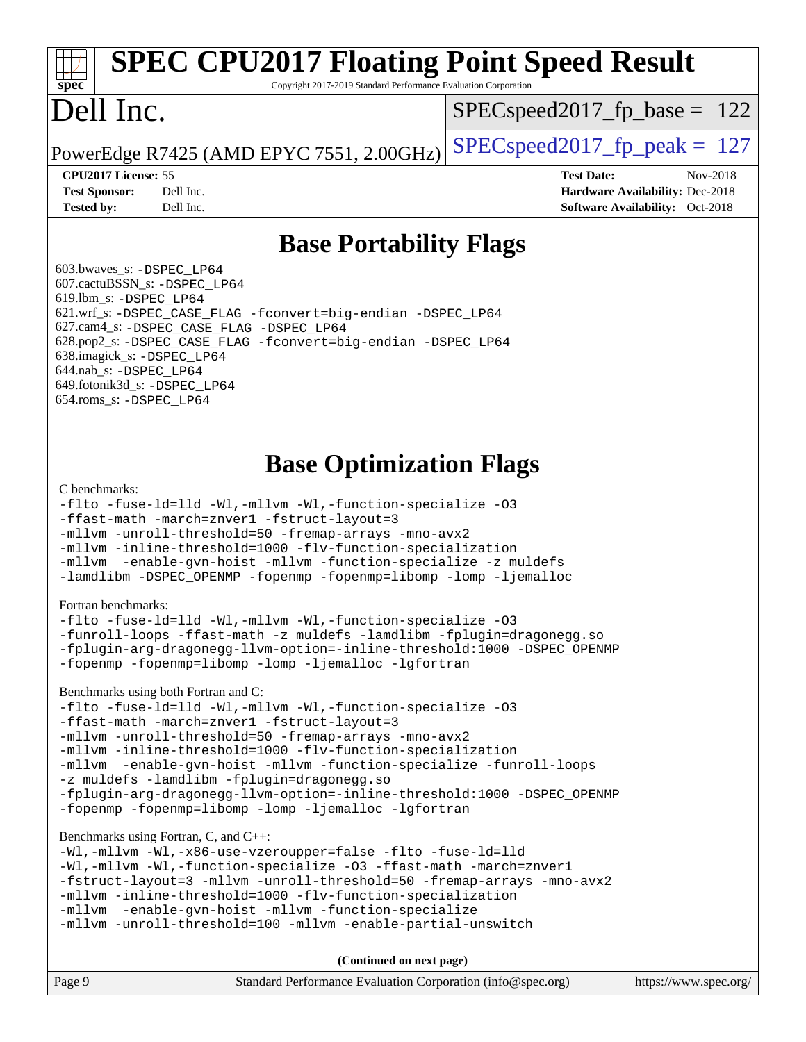# SPEC CPU2017 Floating Point Speed Result

Copyright 2017-2019 Standard Performance Evaluation Corporation

# Dell Inc.

PowerEdge R7425 (AMD EPYC 7551, 2.00GHz)

SPECspeed2017_fp_base = 122

SPECspeed2017_fp_peak = 127

**CPU2017 License:** 55
**Test Sponsor:** Dell Inc.
**Tested by:** Dell Inc.

**Test Date:** Nov-2018
**Hardware Availability:** Dec-2018
**Software Availability:** Oct-2018

## Base Portability Flags

603.bwaves_s: -DSPEC_LP64
607.cactuBSSN_s: -DSPEC_LP64
619.lbm_s: -DSPEC_LP64
621.wrf_s: -DSPEC_CASE_FLAG -fconvert=big-endian -DSPEC_LP64
627.cam4_s: -DSPEC_CASE_FLAG -DSPEC_LP64
628.pop2_s: -DSPEC_CASE_FLAG -fconvert=big-endian -DSPEC_LP64
638.imagick_s: -DSPEC_LP64
644.nab_s: -DSPEC_LP64
649.fotonik3d_s: -DSPEC_LP64
654.roms_s: -DSPEC_LP64

## Base Optimization Flags

C benchmarks:

```
-flto -fuse-ld=lld -Wl,-mllvm -Wl,-function-specialize -O3
-ffast-math -march=znver1 -fstruct-layout=3
-mllvm -unroll-threshold=50 -fremap-arrays -mno-avx2
-mllvm -inline-threshold=1000 -flv-function-specialization
-mllvm  -enable-gvn-hoist -mllvm -function-specialize -z muldefs
-lamdlibm -DSPEC_OPENMP -fopenmp -fopenmp=libomp -lomp -ljemalloc
```

Fortran benchmarks:

```
-flto -fuse-ld=lld -Wl,-mllvm -Wl,-function-specialize -O3
-funroll-loops -ffast-math -z muldefs -lamdlibm -fplugin=dragonegg.so
-fplugin-arg-dragonegg-llvm-option=-inline-threshold:1000 -DSPEC_OPENMP
-fopenmp -fopenmp=libomp -lomp -ljemalloc -lgfortran
```

Benchmarks using both Fortran and C:

```
-flto -fuse-ld=lld -Wl,-mllvm -Wl,-function-specialize -O3
-ffast-math -march=znver1 -fstruct-layout=3
-mllvm -unroll-threshold=50 -fremap-arrays -mno-avx2
-mllvm -inline-threshold=1000 -flv-function-specialization
-mllvm  -enable-gvn-hoist -mllvm -function-specialize -funroll-loops
-z muldefs -lamdlibm -fplugin=dragonegg.so
-fplugin-arg-dragonegg-llvm-option=-inline-threshold:1000 -DSPEC_OPENMP
-fopenmp -fopenmp=libomp -lomp -ljemalloc -lgfortran
```

Benchmarks using Fortran, C, and C++:

```
-Wl,-mllvm -Wl,-x86-use-vzeroupper=false -flto -fuse-ld=lld
-Wl,-mllvm -Wl,-function-specialize -O3 -ffast-math -march=znver1
-fstruct-layout=3 -mllvm -unroll-threshold=50 -fremap-arrays -mno-avx2
-mllvm -inline-threshold=1000 -flv-function-specialization
-mllvm  -enable-gvn-hoist -mllvm -function-specialize
-mllvm -unroll-threshold=100 -mllvm -enable-partial-unswitch
```

(Continued on next page)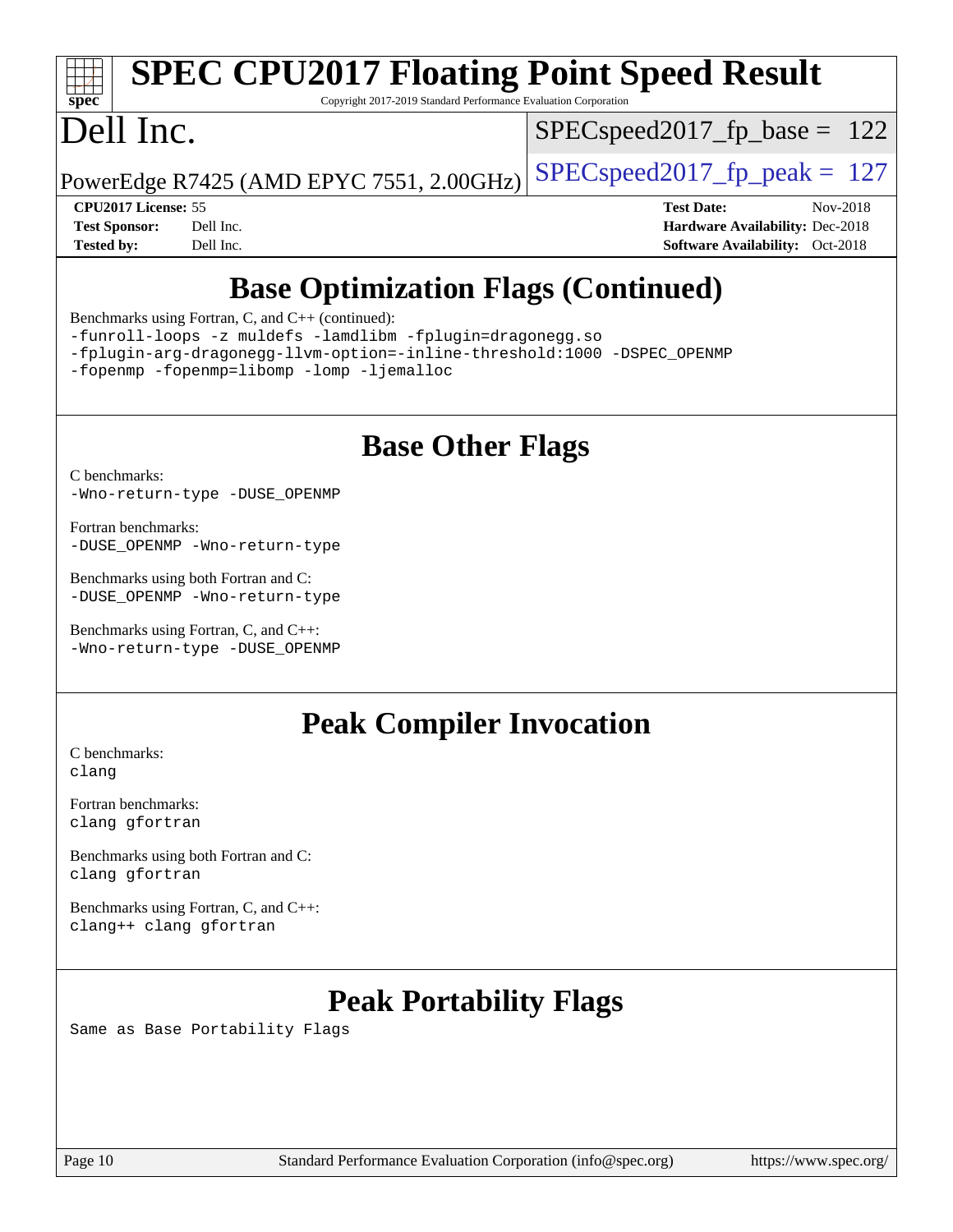# SPEC CPU2017 Floating Point Speed Result

Copyright 2017-2019 Standard Performance Evaluation Corporation

# Dell Inc.

PowerEdge R7425 (AMD EPYC 7551, 2.00GHz)

SPECspeed2017_fp_base = 122

SPECspeed2017_fp_peak = 127

**CPU2017 License:** 55
**Test Sponsor:** Dell Inc.
**Tested by:** Dell Inc.

**Test Date:** Nov-2018
**Hardware Availability:** Dec-2018
**Software Availability:** Oct-2018

## Base Optimization Flags (Continued)

Benchmarks using Fortran, C, and C++ (continued):
```
-funroll-loops -z muldefs -lamdlibm -fplugin=dragonegg.so
-fplugin-arg-dragonegg-llvm-option=-inline-threshold:1000 -DSPEC_OPENMP
-fopenmp -fopenmp=libomp -lomp -ljemalloc
```

## Base Other Flags

C benchmarks:
```
-Wno-return-type -DUSE_OPENMP
```

Fortran benchmarks:
```
-DUSE_OPENMP -Wno-return-type
```

Benchmarks using both Fortran and C:
```
-DUSE_OPENMP -Wno-return-type
```

Benchmarks using Fortran, C, and C++:
```
-Wno-return-type -DUSE_OPENMP
```

## Peak Compiler Invocation

C benchmarks:
```
clang
```

Fortran benchmarks:
```
clang gfortran
```

Benchmarks using both Fortran and C:
```
clang gfortran
```

Benchmarks using Fortran, C, and C++:
```
clang++ clang gfortran
```

## Peak Portability Flags

Same as Base Portability Flags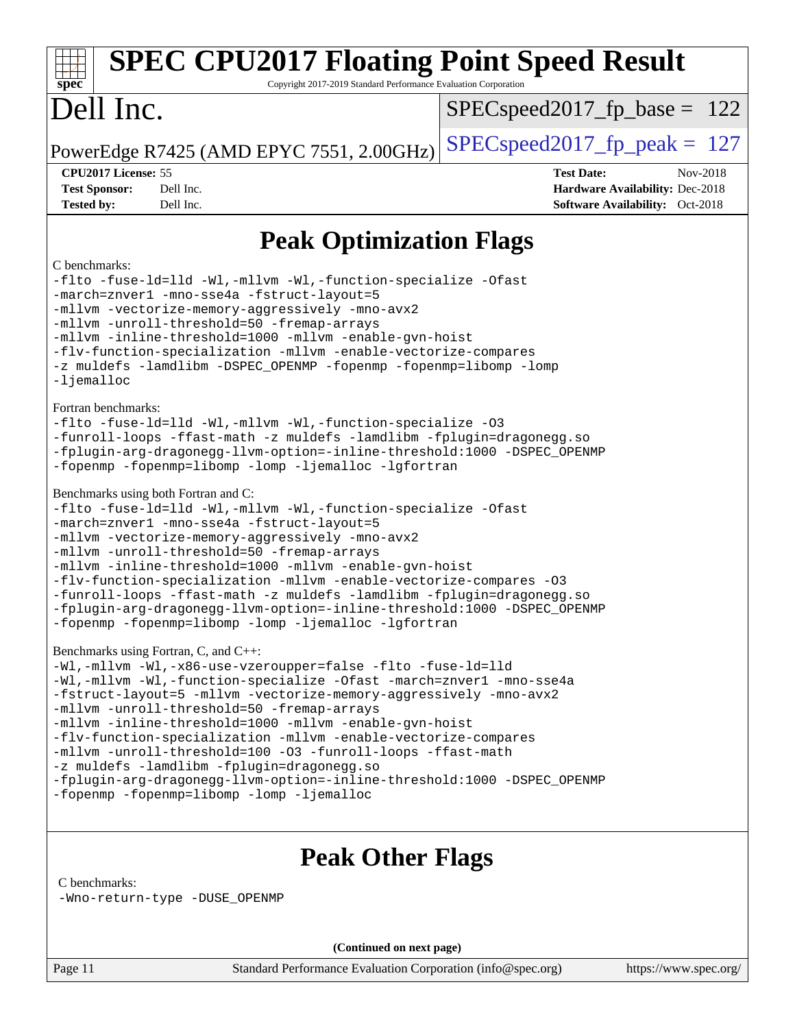# Peak Optimization Flags

C benchmarks:

```
-flto -fuse-ld=lld -Wl,-mllvm -Wl,-function-specialize -Ofast
-march=znver1 -mno-sse4a -fstruct-layout=5
-mllvm -vectorize-memory-aggressively -mno-avx2
-mllvm -unroll-threshold=50 -fremap-arrays
-mllvm -inline-threshold=1000 -mllvm -enable-gvn-hoist
-flv-function-specialization -mllvm -enable-vectorize-compares
-z muldefs -lamdlibm -DSPEC_OPENMP -fopenmp -fopenmp=libomp -lomp
-ljemalloc
```

Fortran benchmarks:

```
-flto -fuse-ld=lld -Wl,-mllvm -Wl,-function-specialize -O3
-funroll-loops -ffast-math -z muldefs -lamdlibm -fplugin=dragonegg.so
-fplugin-arg-dragonegg-llvm-option=-inline-threshold:1000 -DSPEC_OPENMP
-fopenmp -fopenmp=libomp -lomp -ljemalloc -lgfortran
```

Benchmarks using both Fortran and C:

```
-flto -fuse-ld=lld -Wl,-mllvm -Wl,-function-specialize -Ofast
-march=znver1 -mno-sse4a -fstruct-layout=5
-mllvm -vectorize-memory-aggressively -mno-avx2
-mllvm -unroll-threshold=50 -fremap-arrays
-mllvm -inline-threshold=1000 -mllvm -enable-gvn-hoist
-flv-function-specialization -mllvm -enable-vectorize-compares -O3
-funroll-loops -ffast-math -z muldefs -lamdlibm -fplugin=dragonegg.so
-fplugin-arg-dragonegg-llvm-option=-inline-threshold:1000 -DSPEC_OPENMP
-fopenmp -fopenmp=libomp -lomp -ljemalloc -lgfortran
```

Benchmarks using Fortran, C, and C++:

```
-Wl,-mllvm -Wl,-x86-use-vzeroupper=false -flto -fuse-ld=lld
-Wl,-mllvm -Wl,-function-specialize -Ofast -march=znver1 -mno-sse4a
-fstruct-layout=5 -mllvm -vectorize-memory-aggressively -mno-avx2
-mllvm -unroll-threshold=50 -fremap-arrays
-mllvm -inline-threshold=1000 -mllvm -enable-gvn-hoist
-flv-function-specialization -mllvm -enable-vectorize-compares
-mllvm -unroll-threshold=100 -O3 -funroll-loops -ffast-math
-z muldefs -lamdlibm -fplugin=dragonegg.so
-fplugin-arg-dragonegg-llvm-option=-inline-threshold:1000 -DSPEC_OPENMP
-fopenmp -fopenmp=libomp -lomp -ljemalloc
```

# Peak Other Flags

C benchmarks:

```
-Wno-return-type -DUSE_OPENMP
```

**(Continued on next page)**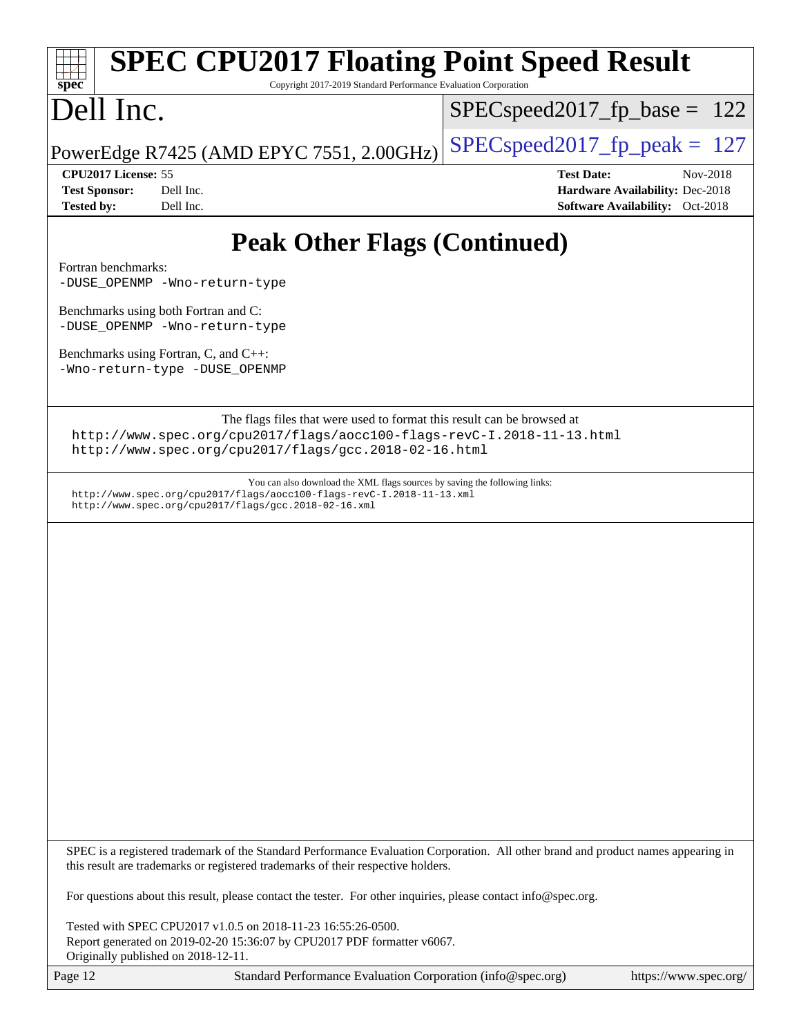# Peak Other Flags (Continued)

Fortran benchmarks:
-DUSE_OPENMP -Wno-return-type

Benchmarks using both Fortran and C:
-DUSE_OPENMP -Wno-return-type

Benchmarks using Fortran, C, and C++:
-Wno-return-type -DUSE_OPENMP

The flags files that were used to format this result can be browsed at
http://www.spec.org/cpu2017/flags/aocc100-flags-revC-I.2018-11-13.html
http://www.spec.org/cpu2017/flags/gcc.2018-02-16.html

You can also download the XML flags sources by saving the following links:
http://www.spec.org/cpu2017/flags/aocc100-flags-revC-I.2018-11-13.xml
http://www.spec.org/cpu2017/flags/gcc.2018-02-16.xml

SPEC is a registered trademark of the Standard Performance Evaluation Corporation. All other brand and product names appearing in this result are trademarks or registered trademarks of their respective holders.

For questions about this result, please contact the tester. For other inquiries, please contact info@spec.org.

Tested with SPEC CPU2017 v1.0.5 on 2018-11-23 16:55:26-0500.
Report generated on 2019-02-20 15:36:07 by CPU2017 PDF formatter v6067.
Originally published on 2018-12-11.